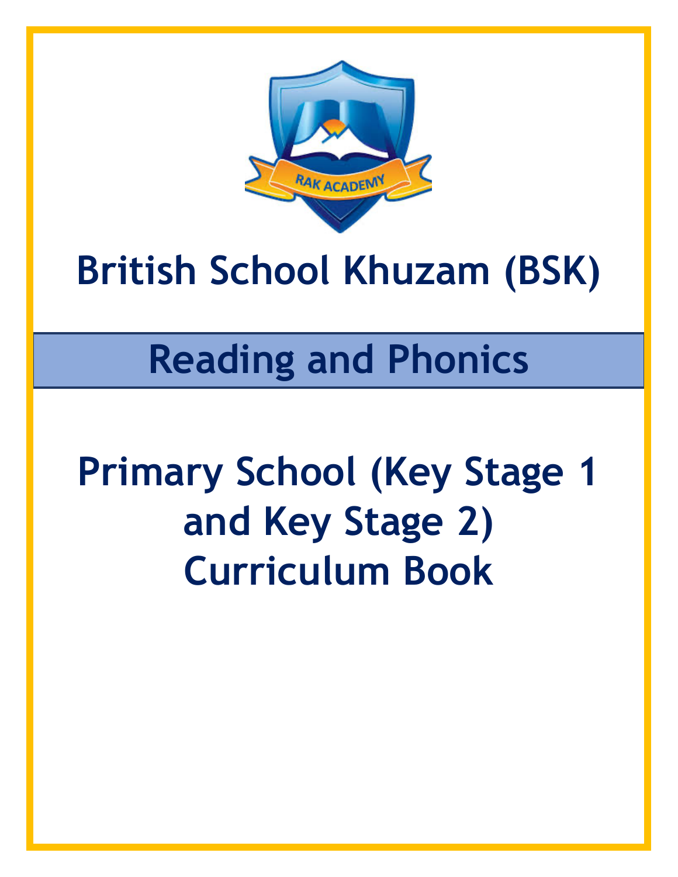# British School Khuzam (BSK)

## Reading and Phonics

## Primary School (Key Stage 1 and Key Stage 2) Curriculum Book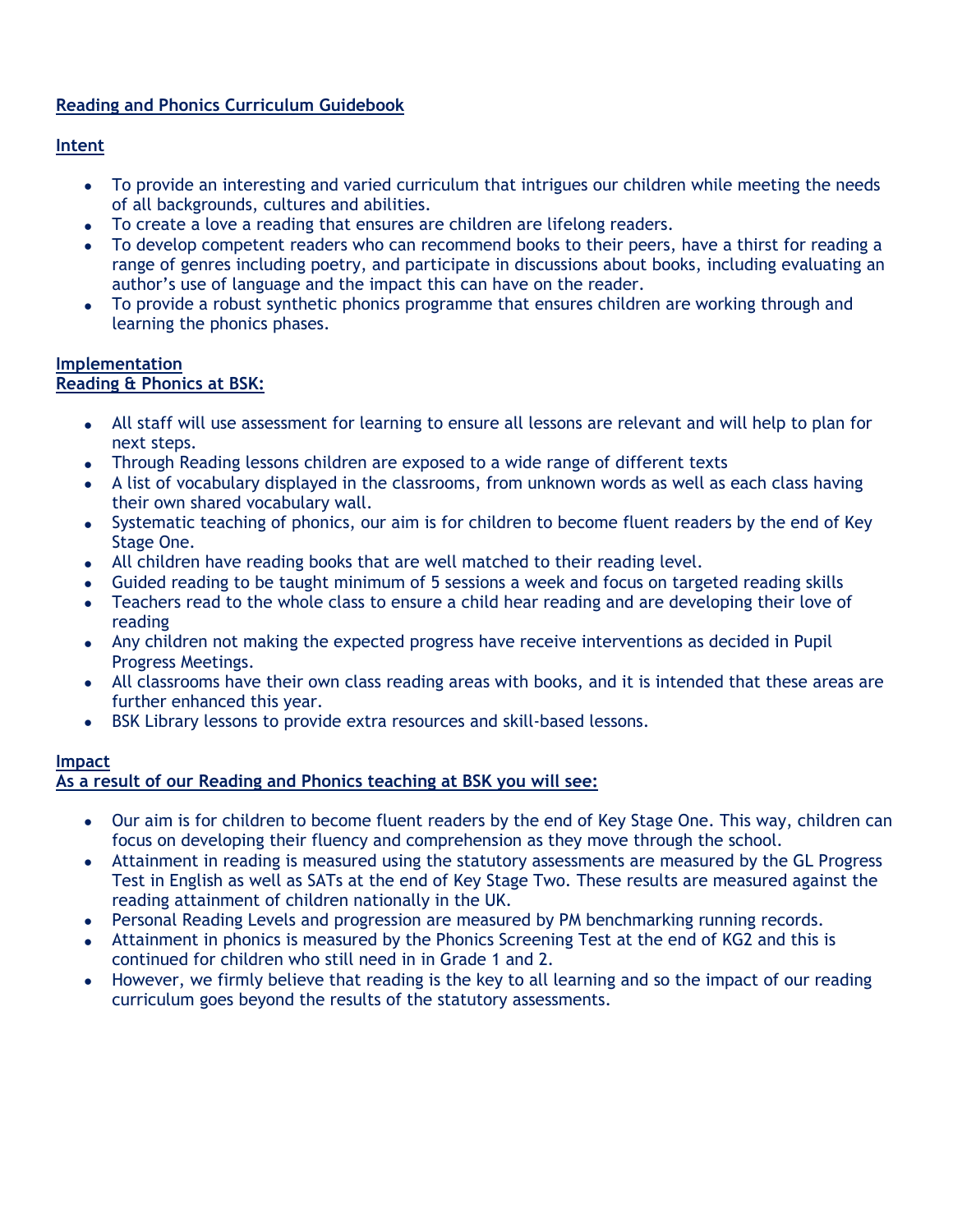**Reading and Phonics Curriculum Guidebook**

**Intent**

- To provide an interesting and varied curriculum that intrigues our children while meeting the needs of all backgrounds, cultures and abilities.
- To create a love a reading that ensures are children are lifelong readers.
- To develop competent readers who can recommend books to their peers, have a thirst for reading a range of genres including poetry, and participate in discussions about books, including evaluating an author's use of language and the impact this can have on the reader.
- To provide a robust synthetic phonics programme that ensures children are working through and learning the phonics phases.

**Implementation**
**Reading & Phonics at BSK:**

- All staff will use assessment for learning to ensure all lessons are relevant and will help to plan for next steps.
- Through Reading lessons children are exposed to a wide range of different texts
- A list of vocabulary displayed in the classrooms, from unknown words as well as each class having their own shared vocabulary wall.
- Systematic teaching of phonics, our aim is for children to become fluent readers by the end of Key Stage One.
- All children have reading books that are well matched to their reading level.
- Guided reading to be taught minimum of 5 sessions a week and focus on targeted reading skills
- Teachers read to the whole class to ensure a child hear reading and are developing their love of reading
- Any children not making the expected progress have receive interventions as decided in Pupil Progress Meetings.
- All classrooms have their own class reading areas with books, and it is intended that these areas are further enhanced this year.
- BSK Library lessons to provide extra resources and skill-based lessons.

**Impact**
**As a result of our Reading and Phonics teaching at BSK you will see:**

- Our aim is for children to become fluent readers by the end of Key Stage One. This way, children can focus on developing their fluency and comprehension as they move through the school.
- Attainment in reading is measured using the statutory assessments are measured by the GL Progress Test in English as well as SATs at the end of Key Stage Two. These results are measured against the reading attainment of children nationally in the UK.
- Personal Reading Levels and progression are measured by PM benchmarking running records.
- Attainment in phonics is measured by the Phonics Screening Test at the end of KG2 and this is continued for children who still need in in Grade 1 and 2.
- However, we firmly believe that reading is the key to all learning and so the impact of our reading curriculum goes beyond the results of the statutory assessments.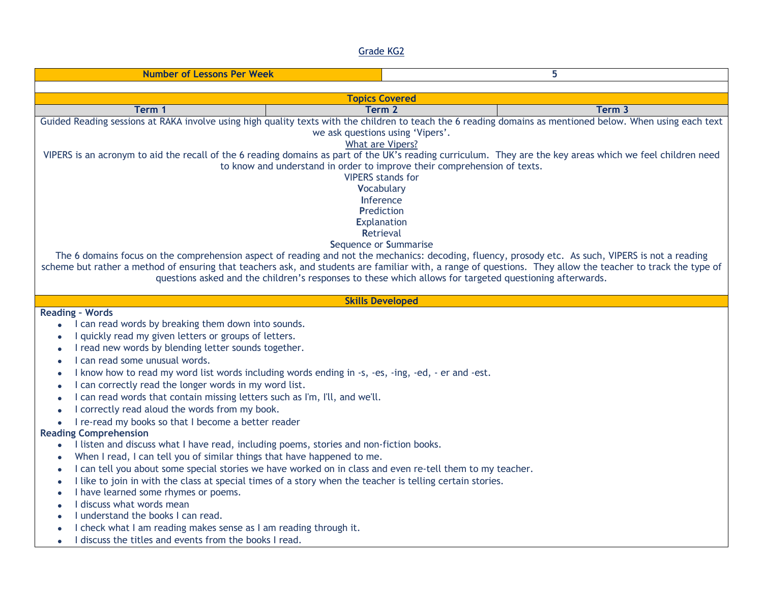Grade KG2

| Number of Lessons Per Week | 5 |
|---|---|

**Topics Covered**

| Term 1 | Term 2 | Term 3 |
|---|---|---|

Guided Reading sessions at RAKA involve using high quality texts with the children to teach the 6 reading domains as mentioned below. When using each text we ask questions using 'Vipers'.

What are Vipers?

VIPERS is an acronym to aid the recall of the 6 reading domains as part of the UK's reading curriculum. They are the key areas which we feel children need to know and understand in order to improve their comprehension of texts.

VIPERS stands for

**V**ocabulary
**I**nference
**P**rediction
**E**xplanation
**R**etrieval
**S**equence or **S**ummarise

The 6 domains focus on the comprehension aspect of reading and not the mechanics: decoding, fluency, prosody etc. As such, VIPERS is not a reading scheme but rather a method of ensuring that teachers ask, and students are familiar with, a range of questions. They allow the teacher to track the type of questions asked and the children's responses to these which allows for targeted questioning afterwards.

**Skills Developed**

**Reading – Words**

- I can read words by breaking them down into sounds.
- I quickly read my given letters or groups of letters.
- I read new words by blending letter sounds together.
- I can read some unusual words.
- I know how to read my word list words including words ending in -s, -es, -ing, -ed, - er and -est.
- I can correctly read the longer words in my word list.
- I can read words that contain missing letters such as I'm, I'll, and we'll.
- I correctly read aloud the words from my book.
- I re-read my books so that I become a better reader

**Reading Comprehension**

- I listen and discuss what I have read, including poems, stories and non-fiction books.
- When I read, I can tell you of similar things that have happened to me.
- I can tell you about some special stories we have worked on in class and even re-tell them to my teacher.
- I like to join in with the class at special times of a story when the teacher is telling certain stories.
- I have learned some rhymes or poems.
- I discuss what words mean
- I understand the books I can read.
- I check what I am reading makes sense as I am reading through it.
- I discuss the titles and events from the books I read.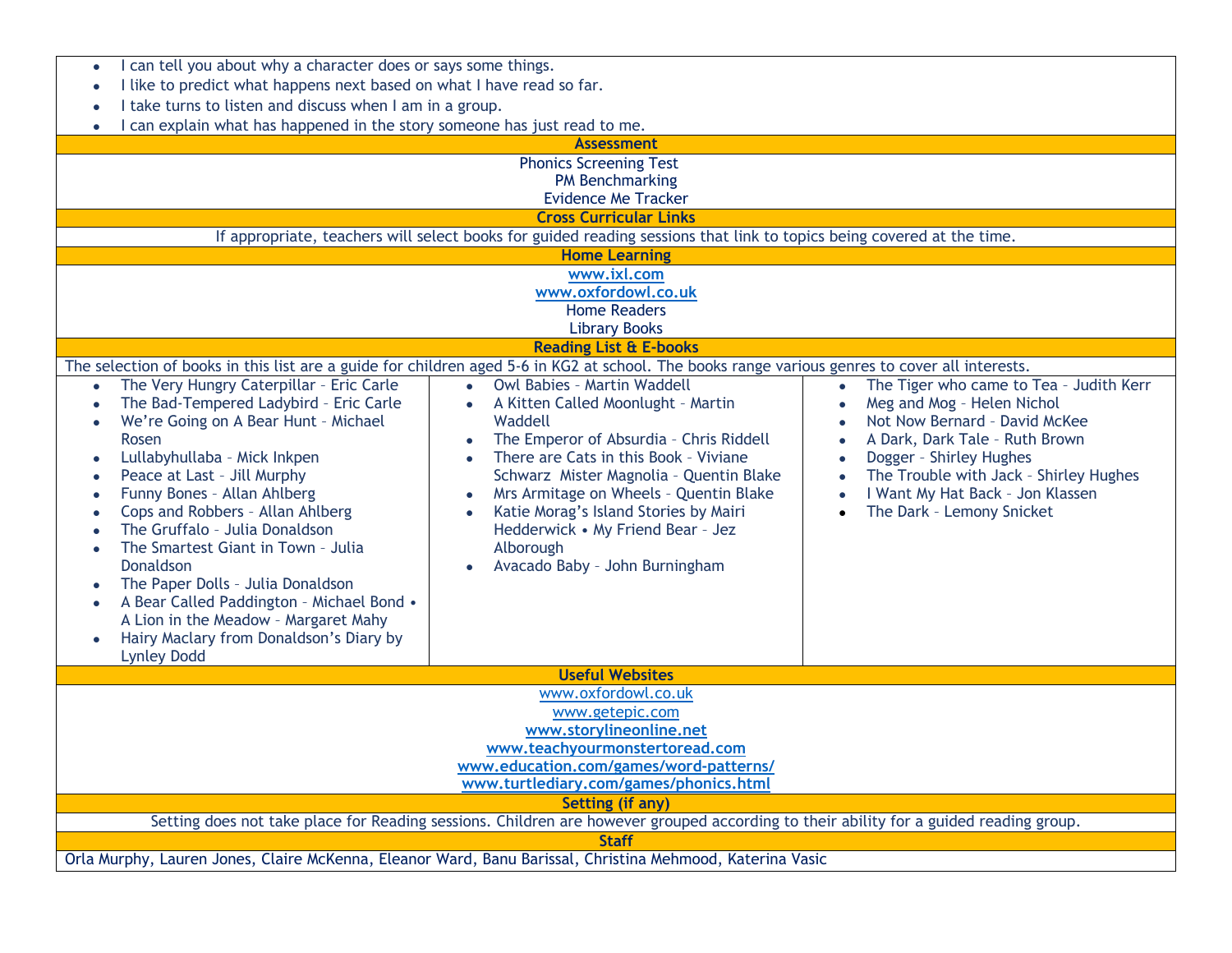- I can tell you about why a character does or says some things.
- I like to predict what happens next based on what I have read so far.
- I take turns to listen and discuss when I am in a group.
- I can explain what has happened in the story someone has just read to me.

**Assessment**

Phonics Screening Test
PM Benchmarking
Evidence Me Tracker

**Cross Curricular Links**

If appropriate, teachers will select books for guided reading sessions that link to topics being covered at the time.

**Home Learning**

www.ixl.com
www.oxfordowl.co.uk
Home Readers
Library Books

**Reading List & E-books**

The selection of books in this list are a guide for children aged 5-6 in KG2 at school. The books range various genres to cover all interests.

- The Very Hungry Caterpillar – Eric Carle
- The Bad-Tempered Ladybird – Eric Carle
- We're Going on A Bear Hunt – Michael Rosen
- Lullabyhullaba – Mick Inkpen
- Peace at Last – Jill Murphy
- Funny Bones – Allan Ahlberg
- Cops and Robbers – Allan Ahlberg
- The Gruffalo – Julia Donaldson
- The Smartest Giant in Town – Julia Donaldson
- The Paper Dolls – Julia Donaldson
- A Bear Called Paddington – Michael Bond • A Lion in the Meadow – Margaret Mahy
- Hairy Maclary from Donaldson's Diary by Lynley Dodd
- Owl Babies – Martin Waddell
- A Kitten Called Moonlught – Martin Waddell
- The Emperor of Absurdia – Chris Riddell
- There are Cats in this Book – Viviane Schwarz Mister Magnolia – Quentin Blake
- Mrs Armitage on Wheels – Quentin Blake
- Katie Morag's Island Stories by Mairi Hedderwick • My Friend Bear – Jez Alborough
- Avacado Baby – John Burningham
- The Tiger who came to Tea – Judith Kerr
- Meg and Mog – Helen Nichol
- Not Now Bernard – David McKee
- A Dark, Dark Tale – Ruth Brown
- Dogger – Shirley Hughes
- The Trouble with Jack – Shirley Hughes
- I Want My Hat Back – Jon Klassen
- The Dark – Lemony Snicket

**Useful Websites**

www.oxfordowl.co.uk
www.getepic.com
www.storylineonline.net
www.teachyourmonstertoread.com
www.education.com/games/word-patterns/
www.turtlediary.com/games/phonics.html

**Setting (if any)**

Setting does not take place for Reading sessions. Children are however grouped according to their ability for a guided reading group.

**Staff**

Orla Murphy, Lauren Jones, Claire McKenna, Eleanor Ward, Banu Barissal, Christina Mehmood, Katerina Vasic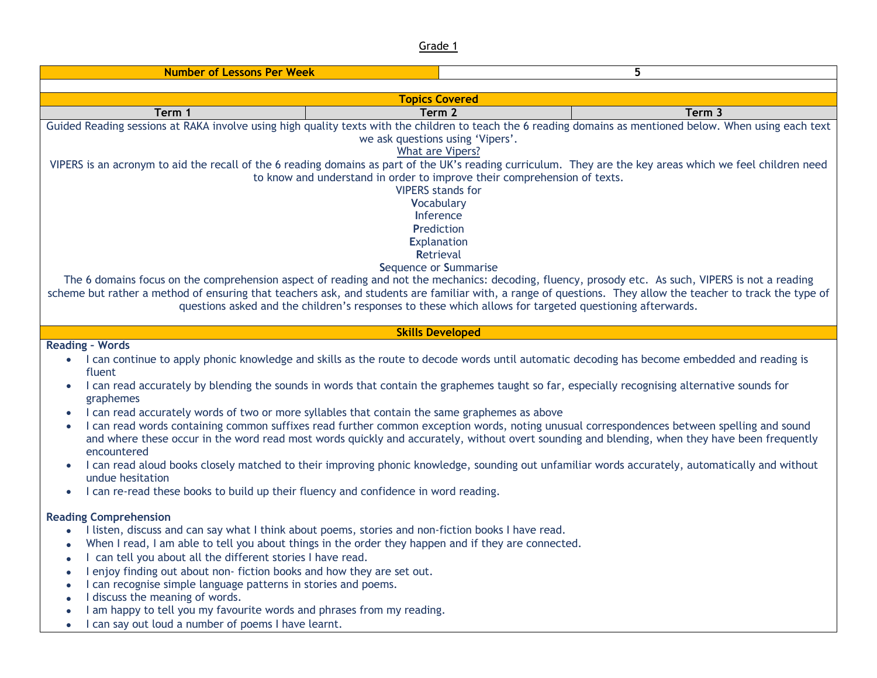Grade 1

| Number of Lessons Per Week | | 5 |
|---|---|---|
| **Topics Covered** | | |
| **Term 1** | **Term 2** | **Term 3** |

Guided Reading sessions at RAKA involve using high quality texts with the children to teach the 6 reading domains as mentioned below. When using each text we ask questions using 'Vipers'.

What are Vipers?

VIPERS is an acronym to aid the recall of the 6 reading domains as part of the UK's reading curriculum. They are the key areas which we feel children need to know and understand in order to improve their comprehension of texts.

VIPERS stands for

**V**ocabulary
**I**nference
**P**rediction
**E**xplanation
**R**etrieval
**S**equence or **S**ummarise

The 6 domains focus on the comprehension aspect of reading and not the mechanics: decoding, fluency, prosody etc. As such, VIPERS is not a reading scheme but rather a method of ensuring that teachers ask, and students are familiar with, a range of questions. They allow the teacher to track the type of questions asked and the children's responses to these which allows for targeted questioning afterwards.

## Skills Developed

**Reading – Words**

- I can continue to apply phonic knowledge and skills as the route to decode words until automatic decoding has become embedded and reading is fluent
- I can read accurately by blending the sounds in words that contain the graphemes taught so far, especially recognising alternative sounds for graphemes
- I can read accurately words of two or more syllables that contain the same graphemes as above
- I can read words containing common suffixes read further common exception words, noting unusual correspondences between spelling and sound and where these occur in the word read most words quickly and accurately, without overt sounding and blending, when they have been frequently encountered
- I can read aloud books closely matched to their improving phonic knowledge, sounding out unfamiliar words accurately, automatically and without undue hesitation
- I can re-read these books to build up their fluency and confidence in word reading.

**Reading Comprehension**

- I listen, discuss and can say what I think about poems, stories and non-fiction books I have read.
- When I read, I am able to tell you about things in the order they happen and if they are connected.
- I can tell you about all the different stories I have read.
- I enjoy finding out about non- fiction books and how they are set out.
- I can recognise simple language patterns in stories and poems.
- I discuss the meaning of words.
- I am happy to tell you my favourite words and phrases from my reading.
- I can say out loud a number of poems I have learnt.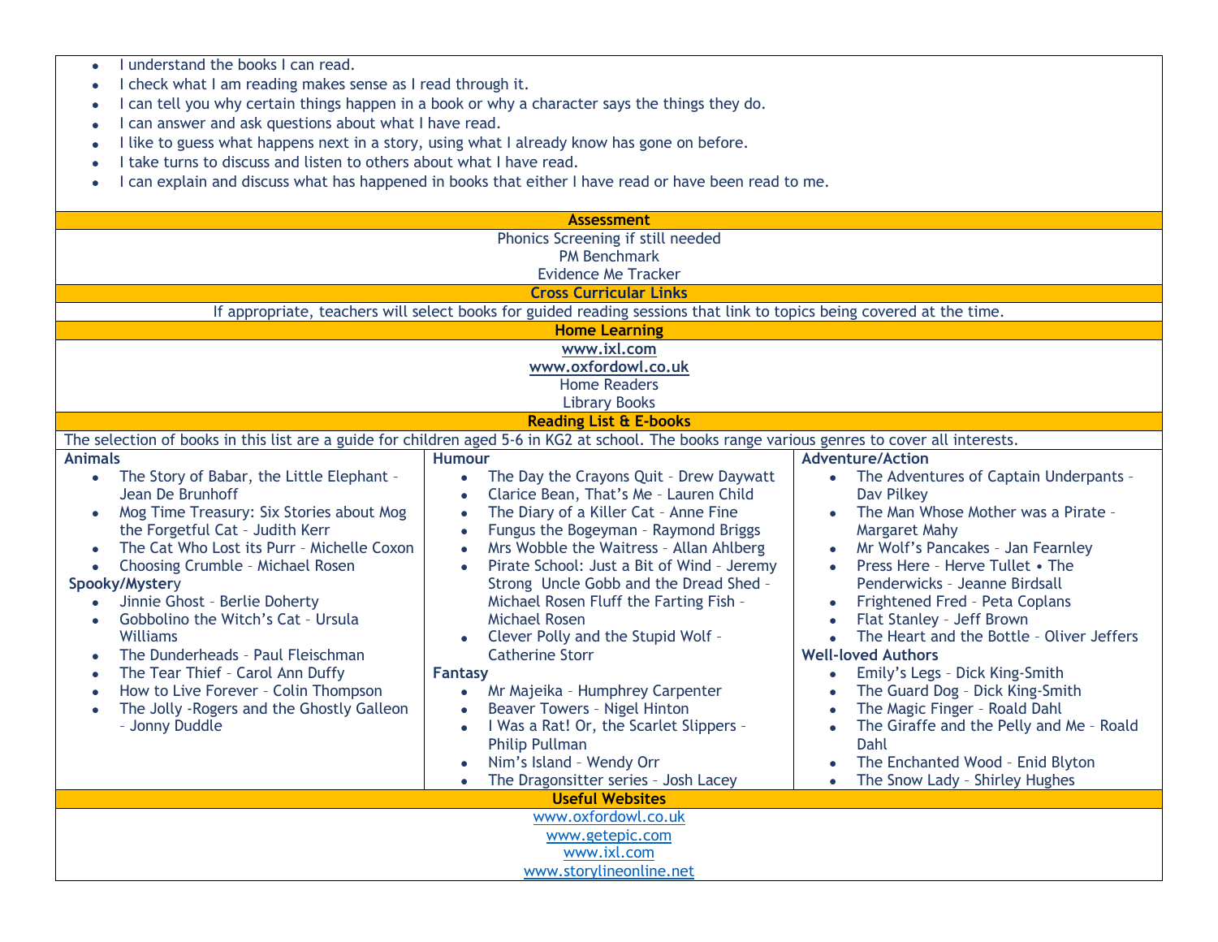- I understand the books I can read.
- I check what I am reading makes sense as I read through it.
- I can tell you why certain things happen in a book or why a character says the things they do.
- I can answer and ask questions about what I have read.
- I like to guess what happens next in a story, using what I already know has gone on before.
- I take turns to discuss and listen to others about what I have read.
- I can explain and discuss what has happened in books that either I have read or have been read to me.

## Assessment

Phonics Screening if still needed
PM Benchmark
Evidence Me Tracker

## Cross Curricular Links

If appropriate, teachers will select books for guided reading sessions that link to topics being covered at the time.

## Home Learning

**www.ixl.com**
**www.oxfordowl.co.uk**
Home Readers
Library Books

## Reading List & E-books

The selection of books in this list are a guide for children aged 5-6 in KG2 at school. The books range various genres to cover all interests.

**Animals**

- The Story of Babar, the Little Elephant – Jean De Brunhoff
- Mog Time Treasury: Six Stories about Mog the Forgetful Cat – Judith Kerr
- The Cat Who Lost its Purr – Michelle Coxon
- Choosing Crumble – Michael Rosen

**Spooky/Mystery**

- Jinnie Ghost – Berlie Doherty
- Gobbolino the Witch's Cat – Ursula Williams
- The Dunderheads – Paul Fleischman
- The Tear Thief – Carol Ann Duffy
- How to Live Forever – Colin Thompson
- The Jolly -Rogers and the Ghostly Galleon – Jonny Duddle

**Humour**

- The Day the Crayons Quit – Drew Daywatt
- Clarice Bean, That's Me – Lauren Child
- The Diary of a Killer Cat – Anne Fine
- Fungus the Bogeyman – Raymond Briggs
- Mrs Wobble the Waitress – Allan Ahlberg
- Pirate School: Just a Bit of Wind – Jeremy Strong  Uncle Gobb and the Dread Shed – Michael Rosen Fluff the Farting Fish – Michael Rosen
- Clever Polly and the Stupid Wolf – Catherine Storr

**Fantasy**

- Mr Majeika – Humphrey Carpenter
- Beaver Towers – Nigel Hinton
- I Was a Rat! Or, the Scarlet Slippers – Philip Pullman
- Nim's Island – Wendy Orr
- The Dragonsitter series – Josh Lacey

**Adventure/Action**

- The Adventures of Captain Underpants – Dav Pilkey
- The Man Whose Mother was a Pirate – Margaret Mahy
- Mr Wolf's Pancakes – Jan Fearnley
- Press Here – Herve Tullet • The Penderwicks – Jeanne Birdsall
- Frightened Fred – Peta Coplans
- Flat Stanley – Jeff Brown
- The Heart and the Bottle – Oliver Jeffers

**Well-loved Authors**

- Emily's Legs – Dick King-Smith
- The Guard Dog – Dick King-Smith
- The Magic Finger – Roald Dahl
- The Giraffe and the Pelly and Me – Roald Dahl
- The Enchanted Wood – Enid Blyton
- The Snow Lady – Shirley Hughes

## Useful Websites

www.oxfordowl.co.uk
www.getepic.com
www.ixl.com
www.storylineonline.net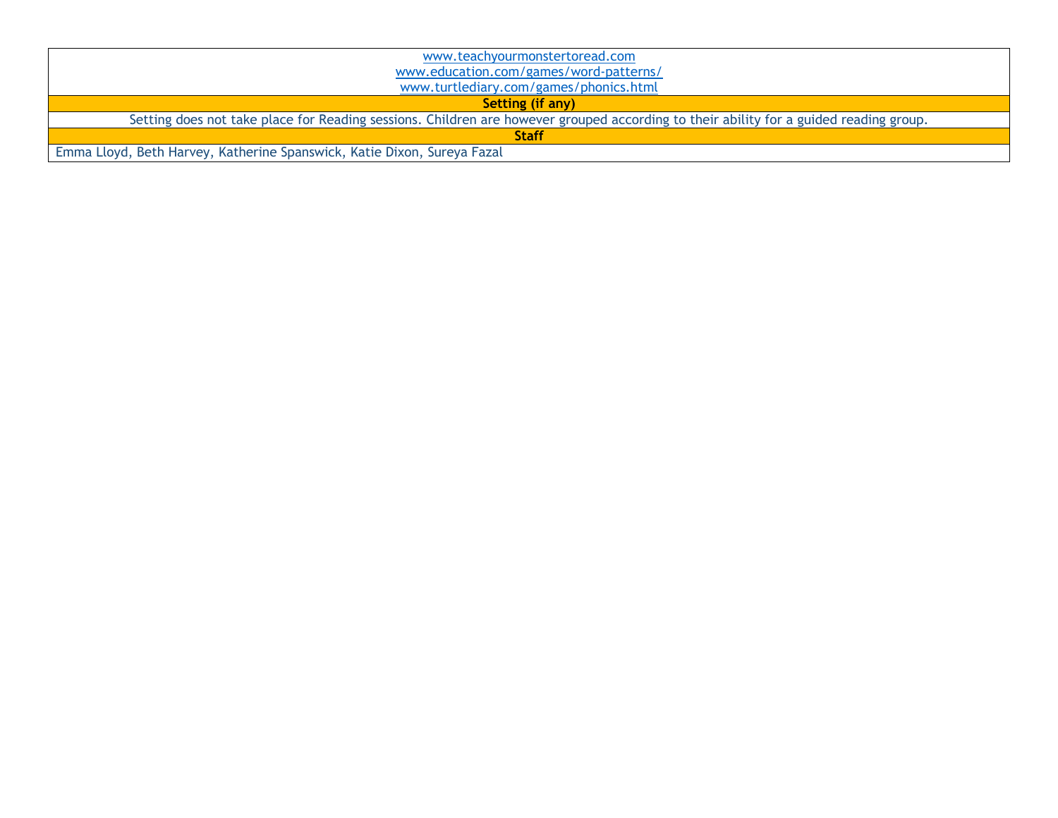| www.teachyourmonstertoread.com<br>www.education.com/games/word-patterns/<br>www.turtlediary.com/games/phonics.html |
|---|
| **Setting (if any)** |
| Setting does not take place for Reading sessions. Children are however grouped according to their ability for a guided reading group. |
| **Staff** |
| Emma Lloyd, Beth Harvey, Katherine Spanswick, Katie Dixon, Sureya Fazal |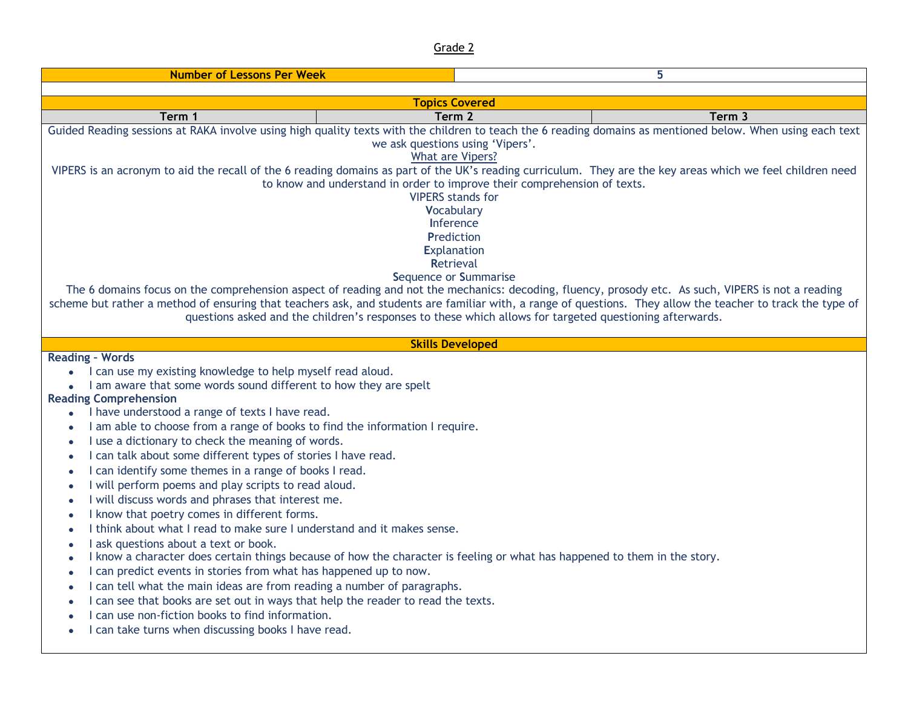# Grade 2

| Number of Lessons Per Week | 5 |
| --- | --- |

## Topics Covered

| Term 1 | Term 2 | Term 3 |
| --- | --- | --- |

Guided Reading sessions at RAKA involve using high quality texts with the children to teach the 6 reading domains as mentioned below. When using each text we ask questions using 'Vipers'.

What are Vipers?

VIPERS is an acronym to aid the recall of the 6 reading domains as part of the UK's reading curriculum. They are the key areas which we feel children need to know and understand in order to improve their comprehension of texts.

VIPERS stands for

**V**ocabulary
**I**nference
**P**rediction
**E**xplanation
**R**etrieval
**S**equence or **S**ummarise

The 6 domains focus on the comprehension aspect of reading and not the mechanics: decoding, fluency, prosody etc. As such, VIPERS is not a reading scheme but rather a method of ensuring that teachers ask, and students are familiar with, a range of questions. They allow the teacher to track the type of questions asked and the children's responses to these which allows for targeted questioning afterwards.

## Skills Developed

**Reading – Words**

- I can use my existing knowledge to help myself read aloud.
- I am aware that some words sound different to how they are spelt

**Reading Comprehension**

- I have understood a range of texts I have read.
- I am able to choose from a range of books to find the information I require.
- I use a dictionary to check the meaning of words.
- I can talk about some different types of stories I have read.
- I can identify some themes in a range of books I read.
- I will perform poems and play scripts to read aloud.
- I will discuss words and phrases that interest me.
- I know that poetry comes in different forms.
- I think about what I read to make sure I understand and it makes sense.
- I ask questions about a text or book.
- I know a character does certain things because of how the character is feeling or what has happened to them in the story.
- I can predict events in stories from what has happened up to now.
- I can tell what the main ideas are from reading a number of paragraphs.
- I can see that books are set out in ways that help the reader to read the texts.
- I can use non-fiction books to find information.
- I can take turns when discussing books I have read.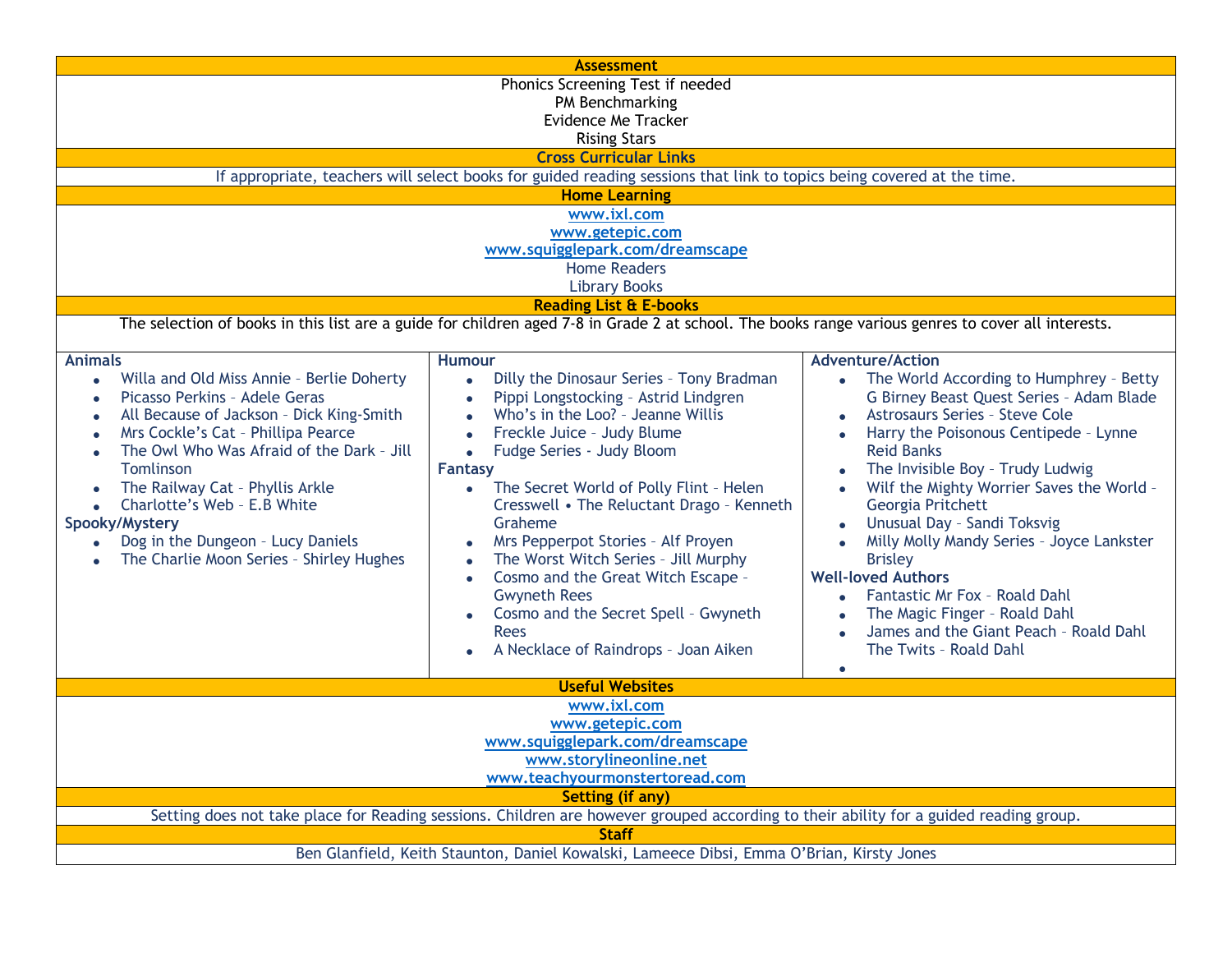## Assessment

Phonics Screening Test if needed
PM Benchmarking
Evidence Me Tracker
Rising Stars

## Cross Curricular Links

If appropriate, teachers will select books for guided reading sessions that link to topics being covered at the time.

## Home Learning

www.ixl.com
www.getepic.com
www.squigglepark.com/dreamscape
Home Readers
Library Books

## Reading List & E-books

The selection of books in this list are a guide for children aged 7-8 in Grade 2 at school. The books range various genres to cover all interests.

**Animals**

- Willa and Old Miss Annie – Berlie Doherty
- Picasso Perkins – Adele Geras
- All Because of Jackson – Dick King-Smith
- Mrs Cockle's Cat – Phillipa Pearce
- The Owl Who Was Afraid of the Dark – Jill Tomlinson
- The Railway Cat – Phyllis Arkle
- Charlotte's Web – E.B White

**Spooky/Mystery**

- Dog in the Dungeon – Lucy Daniels
- The Charlie Moon Series – Shirley Hughes

**Humour**

- Dilly the Dinosaur Series – Tony Bradman
- Pippi Longstocking – Astrid Lindgren
- Who's in the Loo? – Jeanne Willis
- Freckle Juice – Judy Blume
- Fudge Series - Judy Bloom

**Fantasy**

- The Secret World of Polly Flint – Helen Cresswell • The Reluctant Drago – Kenneth Graheme
- Mrs Pepperpot Stories – Alf Proyen
- The Worst Witch Series – Jill Murphy
- Cosmo and the Great Witch Escape – Gwyneth Rees
- Cosmo and the Secret Spell – Gwyneth Rees
- A Necklace of Raindrops – Joan Aiken

**Adventure/Action**

- The World According to Humphrey – Betty G Birney Beast Quest Series – Adam Blade
- Astrosaurs Series – Steve Cole
- Harry the Poisonous Centipede – Lynne Reid Banks
- The Invisible Boy – Trudy Ludwig
- Wilf the Mighty Worrier Saves the World – Georgia Pritchett
- Unusual Day – Sandi Toksvig
- Milly Molly Mandy Series – Joyce Lankster Brisley

**Well-loved Authors**

- Fantastic Mr Fox – Roald Dahl
- The Magic Finger – Roald Dahl
- James and the Giant Peach – Roald Dahl The Twits – Roald Dahl

## Useful Websites

www.ixl.com
www.getepic.com
www.squigglepark.com/dreamscape
www.storylineonline.net
www.teachyourmonstertoread.com

## Setting (if any)

Setting does not take place for Reading sessions. Children are however grouped according to their ability for a guided reading group.

## Staff

Ben Glanfield, Keith Staunton, Daniel Kowalski, Lameece Dibsi, Emma O'Brian, Kirsty Jones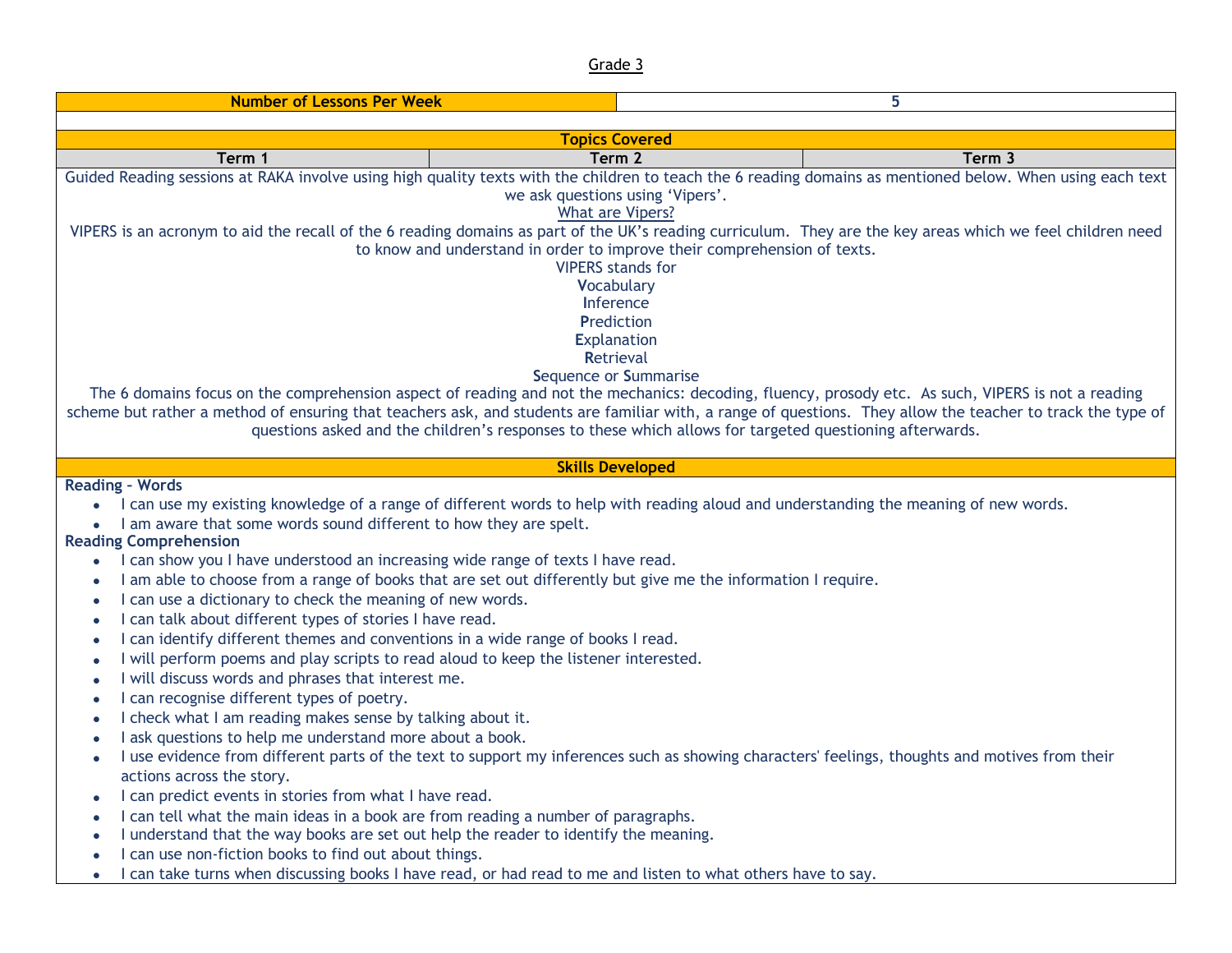Grade 3

| Number of Lessons Per Week | 5 |
| --- | --- |

## Topics Covered

| Term 1 | Term 2 | Term 3 |
| --- | --- | --- |

Guided Reading sessions at RAKA involve using high quality texts with the children to teach the 6 reading domains as mentioned below. When using each text we ask questions using 'Vipers'.

What are Vipers?

VIPERS is an acronym to aid the recall of the 6 reading domains as part of the UK's reading curriculum. They are the key areas which we feel children need to know and understand in order to improve their comprehension of texts.

VIPERS stands for

**V**ocabulary
**I**nference
**P**rediction
**E**xplanation
**R**etrieval
**S**equence or **S**ummarise

The 6 domains focus on the comprehension aspect of reading and not the mechanics: decoding, fluency, prosody etc. As such, VIPERS is not a reading scheme but rather a method of ensuring that teachers ask, and students are familiar with, a range of questions. They allow the teacher to track the type of questions asked and the children's responses to these which allows for targeted questioning afterwards.

## Skills Developed

**Reading – Words**

- I can use my existing knowledge of a range of different words to help with reading aloud and understanding the meaning of new words.
- I am aware that some words sound different to how they are spelt.

**Reading Comprehension**

- I can show you I have understood an increasing wide range of texts I have read.
- I am able to choose from a range of books that are set out differently but give me the information I require.
- I can use a dictionary to check the meaning of new words.
- I can talk about different types of stories I have read.
- I can identify different themes and conventions in a wide range of books I read.
- I will perform poems and play scripts to read aloud to keep the listener interested.
- I will discuss words and phrases that interest me.
- I can recognise different types of poetry.
- I check what I am reading makes sense by talking about it.
- I ask questions to help me understand more about a book.
- I use evidence from different parts of the text to support my inferences such as showing characters' feelings, thoughts and motives from their actions across the story.
- I can predict events in stories from what I have read.
- I can tell what the main ideas in a book are from reading a number of paragraphs.
- I understand that the way books are set out help the reader to identify the meaning.
- I can use non-fiction books to find out about things.
- I can take turns when discussing books I have read, or had read to me and listen to what others have to say.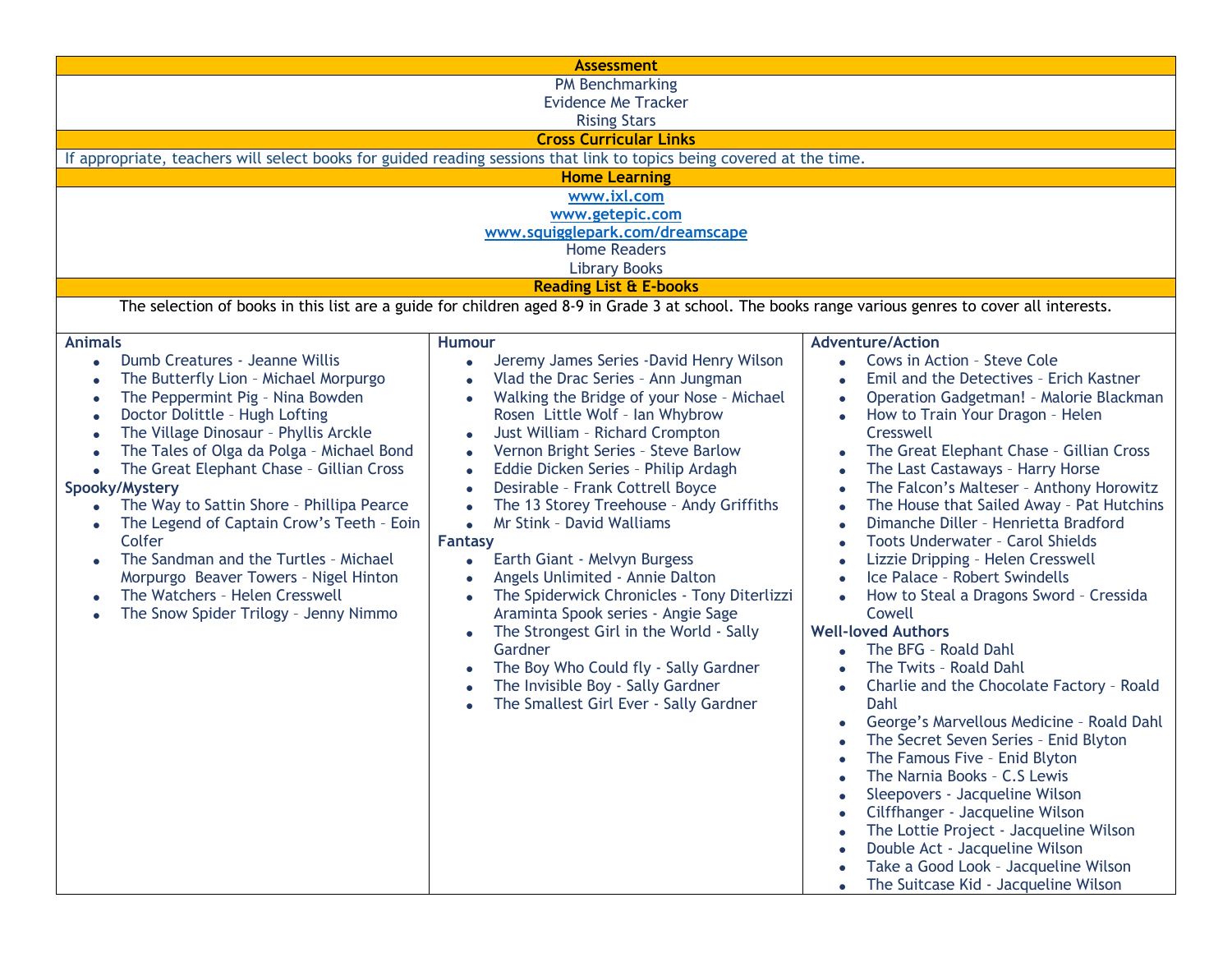## Assessment

PM Benchmarking
Evidence Me Tracker
Rising Stars

## Cross Curricular Links

If appropriate, teachers will select books for guided reading sessions that link to topics being covered at the time.

## Home Learning

[www.ixl.com](http://www.ixl.com)
[www.getepic.com](http://www.getepic.com)
[www.squigglepark.com/dreamscape](http://www.squigglepark.com/dreamscape)
Home Readers
Library Books

## Reading List & E-books

The selection of books in this list are a guide for children aged 8-9 in Grade 3 at school. The books range various genres to cover all interests.

**Animals**

- Dumb Creatures - Jeanne Willis
- The Butterfly Lion – Michael Morpurgo
- The Peppermint Pig – Nina Bowden
- Doctor Dolittle - Hugh Lofting
- The Village Dinosaur – Phyllis Arckle
- The Tales of Olga da Polga – Michael Bond
- The Great Elephant Chase – Gillian Cross

**Spooky/Mystery**

- The Way to Sattin Shore – Phillipa Pearce
- The Legend of Captain Crow's Teeth – Eoin Colfer
- The Sandman and the Turtles – Michael Morpurgo  Beaver Towers – Nigel Hinton
- The Watchers – Helen Cresswell
- The Snow Spider Trilogy – Jenny Nimmo

**Humour**

- Jeremy James Series -David Henry Wilson
- Vlad the Drac Series – Ann Jungman
- Walking the Bridge of your Nose – Michael Rosen  Little Wolf – Ian Whybrow
- Just William – Richard Crompton
- Vernon Bright Series – Steve Barlow
- Eddie Dicken Series – Philip Ardagh
- Desirable – Frank Cottrell Boyce
- The 13 Storey Treehouse – Andy Griffiths
- Mr Stink – David Walliams

**Fantasy**

- Earth Giant - Melvyn Burgess
- Angels Unlimited - Annie Dalton
- The Spiderwick Chronicles - Tony Diterlizzi Araminta Spook series - Angie Sage
- The Strongest Girl in the World - Sally Gardner
- The Boy Who Could fly - Sally Gardner
- The Invisible Boy - Sally Gardner
- The Smallest Girl Ever - Sally Gardner

**Adventure/Action**

- Cows in Action – Steve Cole
- Emil and the Detectives – Erich Kastner
- Operation Gadgetman! - Malorie Blackman
- How to Train Your Dragon – Helen Cresswell
- The Great Elephant Chase – Gillian Cross
- The Last Castaways – Harry Horse
- The Falcon's Malteser – Anthony Horowitz
- The House that Sailed Away – Pat Hutchins
- Dimanche Diller – Henrietta Bradford
- Toots Underwater – Carol Shields
- Lizzie Dripping – Helen Cresswell
- Ice Palace – Robert Swindells
- How to Steal a Dragons Sword – Cressida Cowell

**Well-loved Authors**

- The BFG – Roald Dahl
- The Twits – Roald Dahl
- Charlie and the Chocolate Factory – Roald Dahl
- George's Marvellous Medicine – Roald Dahl
- The Secret Seven Series – Enid Blyton
- The Famous Five – Enid Blyton
- The Narnia Books – C.S Lewis
- Sleepovers - Jacqueline Wilson
- Cilffhanger - Jacqueline Wilson
- The Lottie Project - Jacqueline Wilson
- Double Act - Jacqueline Wilson
- Take a Good Look – Jacqueline Wilson
- The Suitcase Kid - Jacqueline Wilson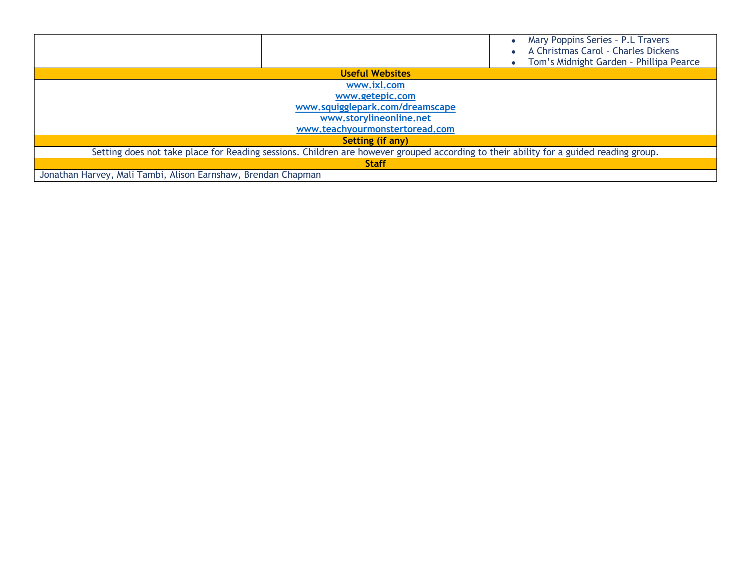| | | |
|---|---|---|
| | | • Mary Poppins Series – P.L Travers<br>• A Christmas Carol – Charles Dickens<br>• Tom's Midnight Garden – Phillipa Pearce |

**Useful Websites**

www.ixl.com
www.getepic.com
www.squigglepark.com/dreamscape
www.storylineonline.net
www.teachyourmonstertoread.com

**Setting (if any)**

Setting does not take place for Reading sessions. Children are however grouped according to their ability for a guided reading group.

**Staff**

Jonathan Harvey, Mali Tambi, Alison Earnshaw, Brendan Chapman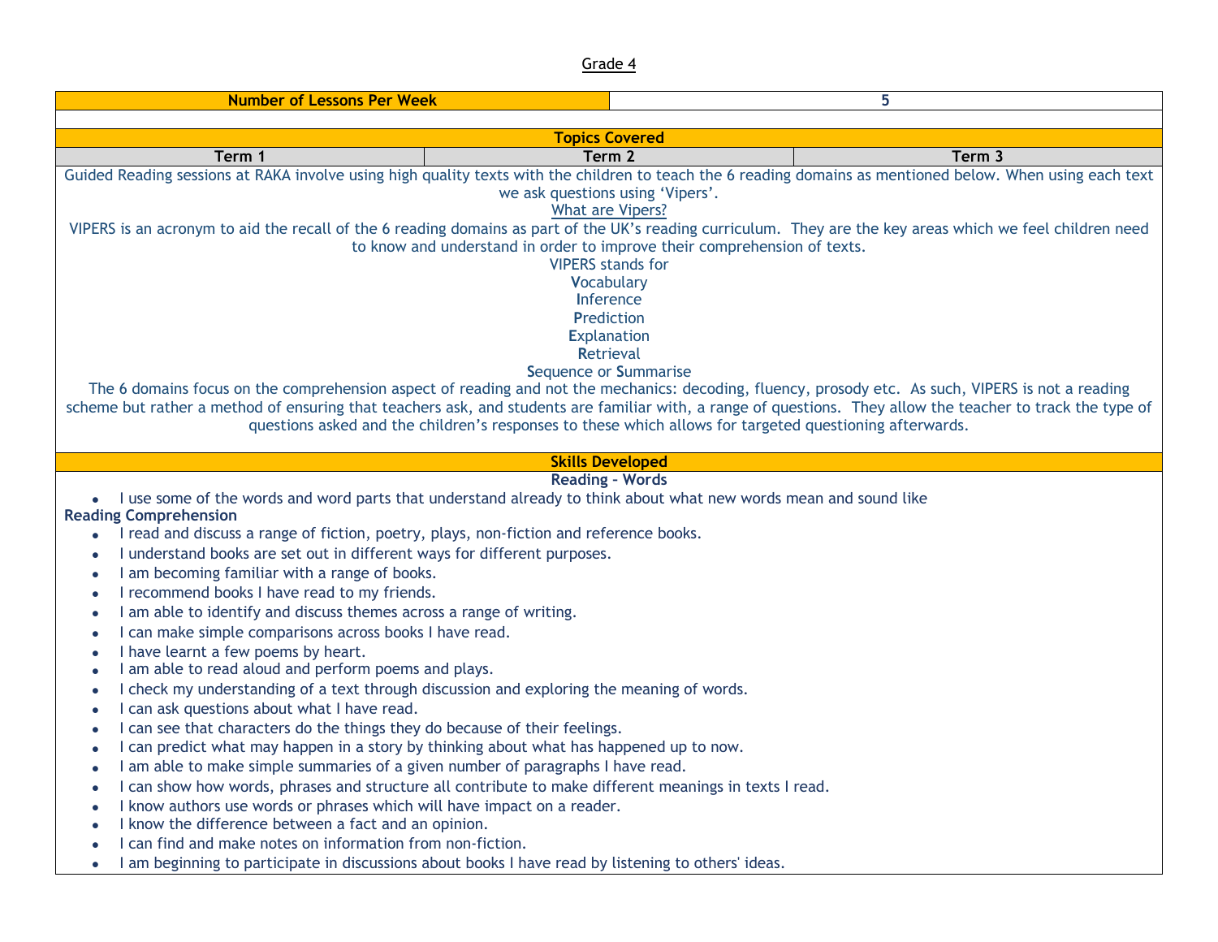Grade 4

| Number of Lessons Per Week | 5 |
|---|---|

**Topics Covered**

| Term 1 | Term 2 | Term 3 |
|---|---|---|

Guided Reading sessions at RAKA involve using high quality texts with the children to teach the 6 reading domains as mentioned below. When using each text we ask questions using 'Vipers'.

What are Vipers?

VIPERS is an acronym to aid the recall of the 6 reading domains as part of the UK's reading curriculum. They are the key areas which we feel children need to know and understand in order to improve their comprehension of texts.

VIPERS stands for

**V**ocabulary
**I**nference
**P**rediction
**E**xplanation
**R**etrieval
**S**equence or **S**ummarise

The 6 domains focus on the comprehension aspect of reading and not the mechanics: decoding, fluency, prosody etc. As such, VIPERS is not a reading scheme but rather a method of ensuring that teachers ask, and students are familiar with, a range of questions. They allow the teacher to track the type of questions asked and the children's responses to these which allows for targeted questioning afterwards.

**Skills Developed**

**Reading – Words**

- I use some of the words and word parts that understand already to think about what new words mean and sound like

**Reading Comprehension**

- I read and discuss a range of fiction, poetry, plays, non-fiction and reference books.
- I understand books are set out in different ways for different purposes.
- I am becoming familiar with a range of books.
- I recommend books I have read to my friends.
- I am able to identify and discuss themes across a range of writing.
- I can make simple comparisons across books I have read.
- I have learnt a few poems by heart.
- I am able to read aloud and perform poems and plays.
- I check my understanding of a text through discussion and exploring the meaning of words.
- I can ask questions about what I have read.
- I can see that characters do the things they do because of their feelings.
- I can predict what may happen in a story by thinking about what has happened up to now.
- I am able to make simple summaries of a given number of paragraphs I have read.
- I can show how words, phrases and structure all contribute to make different meanings in texts I read.
- I know authors use words or phrases which will have impact on a reader.
- I know the difference between a fact and an opinion.
- I can find and make notes on information from non-fiction.
- I am beginning to participate in discussions about books I have read by listening to others' ideas.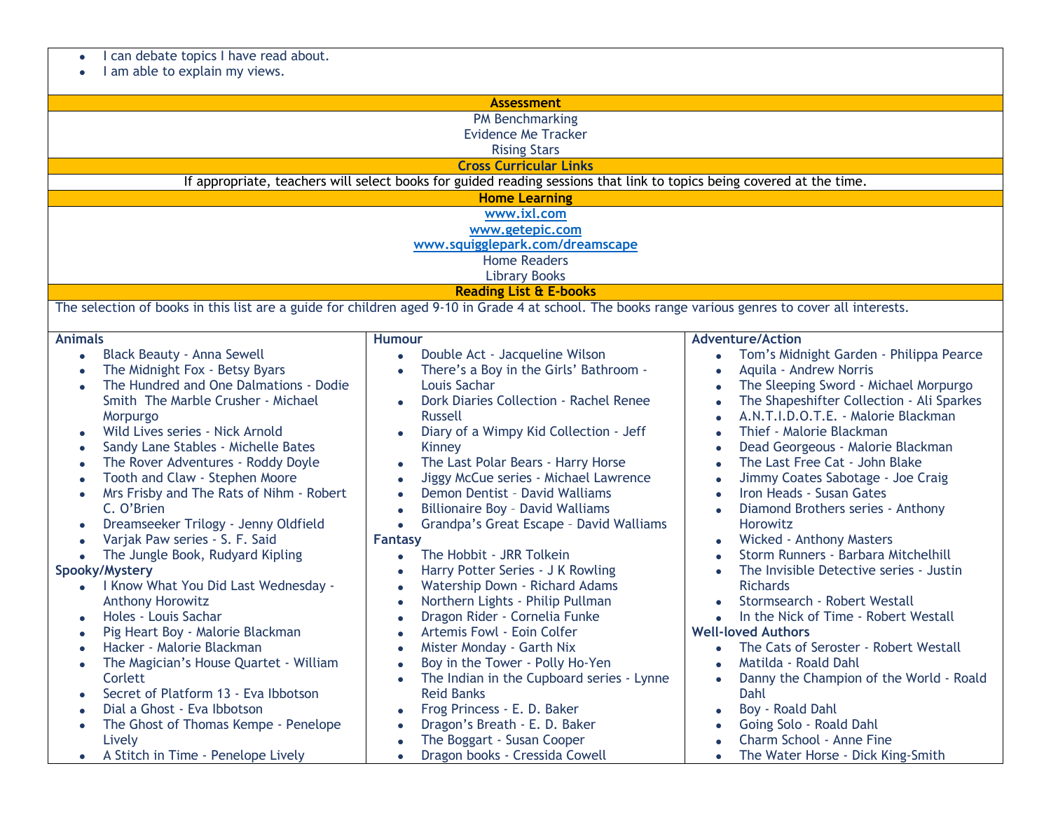- I can debate topics I have read about.
- I am able to explain my views.

**Assessment**

PM Benchmarking
Evidence Me Tracker
Rising Stars

**Cross Curricular Links**

If appropriate, teachers will select books for guided reading sessions that link to topics being covered at the time.

**Home Learning**

www.ixl.com
www.getepic.com
www.squigglepark.com/dreamscape
Home Readers
Library Books

**Reading List & E-books**

The selection of books in this list are a guide for children aged 9-10 in Grade 4 at school. The books range various genres to cover all interests.

**Animals**

- Black Beauty - Anna Sewell
- The Midnight Fox - Betsy Byars
- The Hundred and One Dalmations - Dodie Smith The Marble Crusher - Michael Morpurgo
- Wild Lives series - Nick Arnold
- Sandy Lane Stables - Michelle Bates
- The Rover Adventures - Roddy Doyle
- Tooth and Claw - Stephen Moore
- Mrs Frisby and The Rats of Nihm - Robert C. O'Brien
- Dreamseeker Trilogy - Jenny Oldfield
- Varjak Paw series - S. F. Said
- The Jungle Book, Rudyard Kipling

**Spooky/Mystery**

- I Know What You Did Last Wednesday - Anthony Horowitz
- Holes - Louis Sachar
- Pig Heart Boy - Malorie Blackman
- Hacker - Malorie Blackman
- The Magician's House Quartet - William Corlett
- Secret of Platform 13 - Eva Ibbotson
- Dial a Ghost - Eva Ibbotson
- The Ghost of Thomas Kempe - Penelope Lively
- A Stitch in Time - Penelope Lively

**Humour**

- Double Act - Jacqueline Wilson
- There's a Boy in the Girls' Bathroom - Louis Sachar
- Dork Diaries Collection - Rachel Renee Russell
- Diary of a Wimpy Kid Collection - Jeff Kinney
- The Last Polar Bears - Harry Horse
- Jiggy McCue series - Michael Lawrence
- Demon Dentist – David Walliams
- Billionaire Boy – David Walliams
- Grandpa's Great Escape – David Walliams

**Fantasy**

- The Hobbit - JRR Tolkein
- Harry Potter Series - J K Rowling
- Watership Down - Richard Adams
- Northern Lights - Philip Pullman
- Dragon Rider - Cornelia Funke
- Artemis Fowl - Eoin Colfer
- Mister Monday - Garth Nix
- Boy in the Tower - Polly Ho-Yen
- The Indian in the Cupboard series - Lynne Reid Banks
- Frog Princess - E. D. Baker
- Dragon's Breath - E. D. Baker
- The Boggart - Susan Cooper
- Dragon books - Cressida Cowell

**Adventure/Action**

- Tom's Midnight Garden - Philippa Pearce
- Aquila - Andrew Norris
- The Sleeping Sword - Michael Morpurgo
- The Shapeshifter Collection - Ali Sparkes
- A.N.T.I.D.O.T.E. - Malorie Blackman
- Thief - Malorie Blackman
- Dead Georgeous - Malorie Blackman
- The Last Free Cat - John Blake
- Jimmy Coates Sabotage - Joe Craig
- Iron Heads - Susan Gates
- Diamond Brothers series - Anthony Horowitz
- Wicked - Anthony Masters
- Storm Runners - Barbara Mitchelhill
- The Invisible Detective series - Justin Richards
- Stormsearch - Robert Westall
- In the Nick of Time - Robert Westall

**Well-loved Authors**

- The Cats of Seroster - Robert Westall
- Matilda - Roald Dahl
- Danny the Champion of the World - Roald Dahl
- Boy - Roald Dahl
- Going Solo - Roald Dahl
- Charm School - Anne Fine
- The Water Horse - Dick King-Smith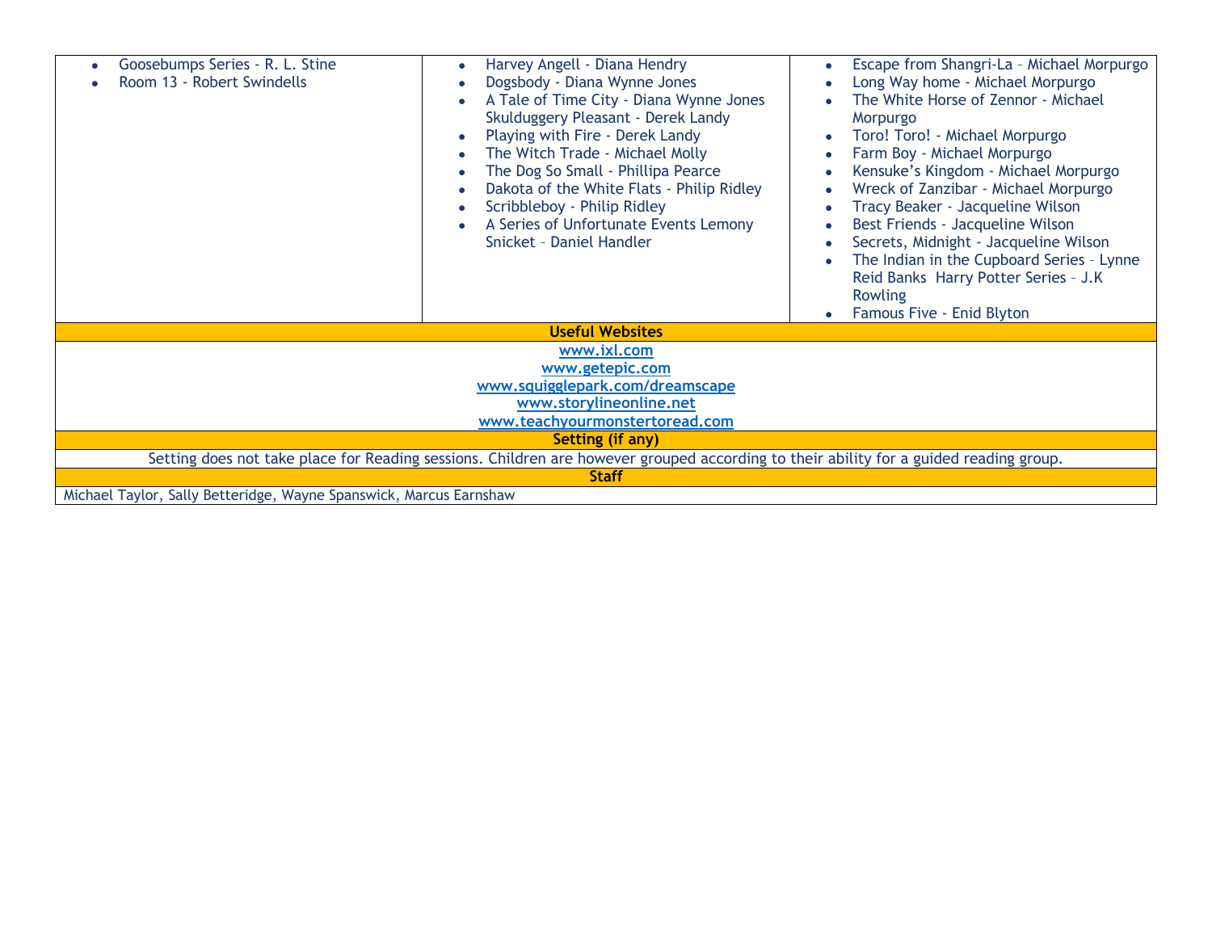| | | |
|---|---|---|
| • Goosebumps Series - R. L. Stine<br>• Room 13 - Robert Swindells | • Harvey Angell - Diana Hendry<br>• Dogsbody - Diana Wynne Jones<br>• A Tale of Time City - Diana Wynne Jones Skulduggery Pleasant - Derek Landy<br>• Playing with Fire - Derek Landy<br>• The Witch Trade - Michael Molly<br>• The Dog So Small - Phillipa Pearce<br>• Dakota of the White Flats - Philip Ridley<br>• Scribbleboy - Philip Ridley<br>• A Series of Unfortunate Events Lemony Snicket – Daniel Handler | • Escape from Shangri-La – Michael Morpurgo<br>• Long Way home - Michael Morpurgo<br>• The White Horse of Zennor - Michael Morpurgo<br>• Toro! Toro! - Michael Morpurgo<br>• Farm Boy - Michael Morpurgo<br>• Kensuke's Kingdom - Michael Morpurgo<br>• Wreck of Zanzibar - Michael Morpurgo<br>• Tracy Beaker - Jacqueline Wilson<br>• Best Friends - Jacqueline Wilson<br>• Secrets, Midnight - Jacqueline Wilson<br>• The Indian in the Cupboard Series – Lynne Reid Banks Harry Potter Series – J.K Rowling<br>• Famous Five - Enid Blyton |
| **Useful Websites** | | |
| www.ixl.com<br>www.getepic.com<br>www.squigglepark.com/dreamscape<br>www.storylineonline.net<br>www.teachyourmonstertoread.com | | |
| **Setting (if any)** | | |
| Setting does not take place for Reading sessions. Children are however grouped according to their ability for a guided reading group. | | |
| **Staff** | | |
| Michael Taylor, Sally Betteridge, Wayne Spanswick, Marcus Earnshaw | | |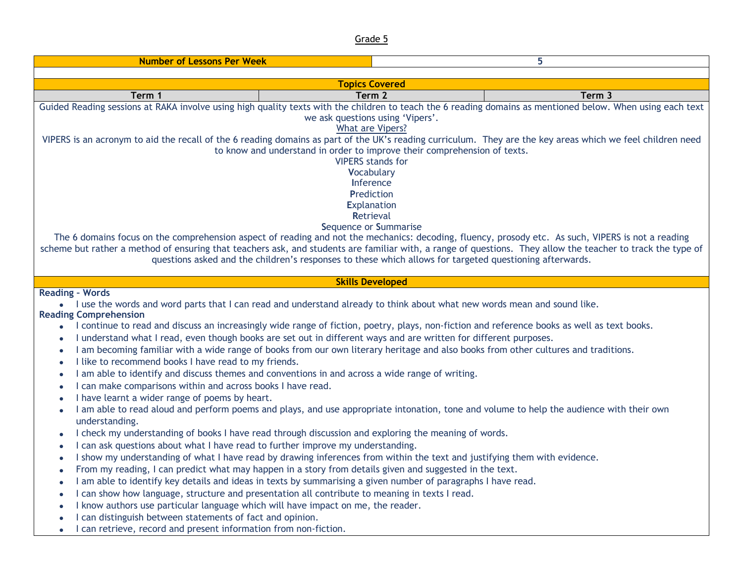Grade 5

| Number of Lessons Per Week | | 5 |
|---|---|---|
| | | |
| **Topics Covered** | | |
| **Term 1** | **Term 2** | **Term 3** |
| Guided Reading sessions at RAKA involve using high quality texts with the children to teach the 6 reading domains as mentioned below. When using each text we ask questions using 'Vipers'.<br>What are Vipers?<br>VIPERS is an acronym to aid the recall of the 6 reading domains as part of the UK's reading curriculum. They are the key areas which we feel children need to know and understand in order to improve their comprehension of texts.<br>VIPERS stands for<br>**V**ocabulary<br>**I**nference<br>**P**rediction<br>**E**xplanation<br>**R**etrieval<br>**S**equence or **S**ummarise<br>The 6 domains focus on the comprehension aspect of reading and not the mechanics: decoding, fluency, prosody etc. As such, VIPERS is not a reading scheme but rather a method of ensuring that teachers ask, and students are familiar with, a range of questions. They allow the teacher to track the type of questions asked and the children's responses to these which allows for targeted questioning afterwards. | | |

**Skills Developed**

**Reading – Words**

- I use the words and word parts that I can read and understand already to think about what new words mean and sound like.

**Reading Comprehension**

- I continue to read and discuss an increasingly wide range of fiction, poetry, plays, non-fiction and reference books as well as text books.
- I understand what I read, even though books are set out in different ways and are written for different purposes.
- I am becoming familiar with a wide range of books from our own literary heritage and also books from other cultures and traditions.
- I like to recommend books I have read to my friends.
- I am able to identify and discuss themes and conventions in and across a wide range of writing.
- I can make comparisons within and across books I have read.
- I have learnt a wider range of poems by heart.
- I am able to read aloud and perform poems and plays, and use appropriate intonation, tone and volume to help the audience with their own understanding.
- I check my understanding of books I have read through discussion and exploring the meaning of words.
- I can ask questions about what I have read to further improve my understanding.
- I show my understanding of what I have read by drawing inferences from within the text and justifying them with evidence.
- From my reading, I can predict what may happen in a story from details given and suggested in the text.
- I am able to identify key details and ideas in texts by summarising a given number of paragraphs I have read.
- I can show how language, structure and presentation all contribute to meaning in texts I read.
- I know authors use particular language which will have impact on me, the reader.
- I can distinguish between statements of fact and opinion.
- I can retrieve, record and present information from non-fiction.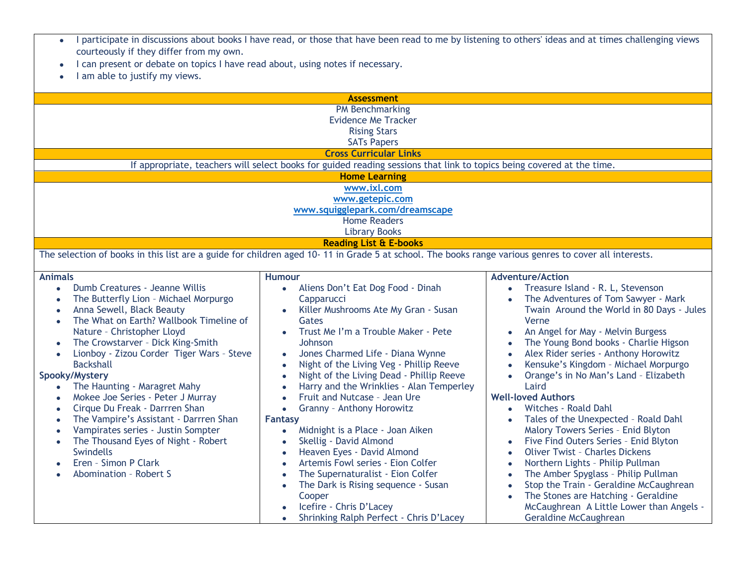- I participate in discussions about books I have read, or those that have been read to me by listening to others' ideas and at times challenging views courteously if they differ from my own.
- I can present or debate on topics I have read about, using notes if necessary.
- I am able to justify my views.

**Assessment**

PM Benchmarking
Evidence Me Tracker
Rising Stars
SATs Papers

**Cross Curricular Links**

If appropriate, teachers will select books for guided reading sessions that link to topics being covered at the time.

**Home Learning**

www.ixl.com
www.getepic.com
www.squigglepark.com/dreamscape
Home Readers
Library Books

**Reading List & E-books**

The selection of books in this list are a guide for children aged 10- 11 in Grade 5 at school. The books range various genres to cover all interests.

**Animals**
- Dumb Creatures - Jeanne Willis
- The Butterfly Lion – Michael Morpurgo
- Anna Sewell, Black Beauty
- The What on Earth? Wallbook Timeline of Nature – Christopher Lloyd
- The Crowstarver – Dick King-Smith
- Lionboy - Zizou Corder Tiger Wars – Steve Backshall

**Spooky/Mystery**
- The Haunting - Maragret Mahy
- Mokee Joe Series - Peter J Murray
- Cirque Du Freak - Darrren Shan
- The Vampire's Assistant - Darrren Shan
- Vampirates series - Justin Sompter
- The Thousand Eyes of Night - Robert Swindells
- Eren – Simon P Clark
- Abomination – Robert S

**Humour**
- Aliens Don't Eat Dog Food - Dinah Capparucci
- Killer Mushrooms Ate My Gran - Susan Gates
- Trust Me I'm a Trouble Maker - Pete Johnson
- Jones Charmed Life - Diana Wynne
- Night of the Living Veg - Phillip Reeve
- Night of the Living Dead - Phillip Reeve
- Harry and the Wrinklies - Alan Temperley
- Fruit and Nutcase – Jean Ure
- Granny – Anthony Horowitz

**Fantasy**
- Midnight is a Place - Joan Aiken
- Skellig - David Almond
- Heaven Eyes - David Almond
- Artemis Fowl series - Eion Colfer
- The Supernaturalist - Eion Colfer
- The Dark is Rising sequence - Susan Cooper
- Icefire - Chris D'Lacey
- Shrinking Ralph Perfect - Chris D'Lacey

**Adventure/Action**
- Treasure Island - R. L, Stevenson
- The Adventures of Tom Sawyer - Mark Twain Around the World in 80 Days - Jules Verne
- An Angel for May - Melvin Burgess
- The Young Bond books - Charlie Higson
- Alex Rider series - Anthony Horowitz
- Kensuke's Kingdom – Michael Morpurgo
- Orange's in No Man's Land – Elizabeth Laird

**Well-loved Authors**
- Witches - Roald Dahl
- Tales of the Unexpected – Roald Dahl Malory Towers Series – Enid Blyton
- Five Find Outers Series – Enid Blyton
- Oliver Twist – Charles Dickens
- Northern Lights – Philip Pullman
- The Amber Spyglass – Philip Pullman
- Stop the Train - Geraldine McCaughrean
- The Stones are Hatching - Geraldine McCaughrean A Little Lower than Angels - Geraldine McCaughrean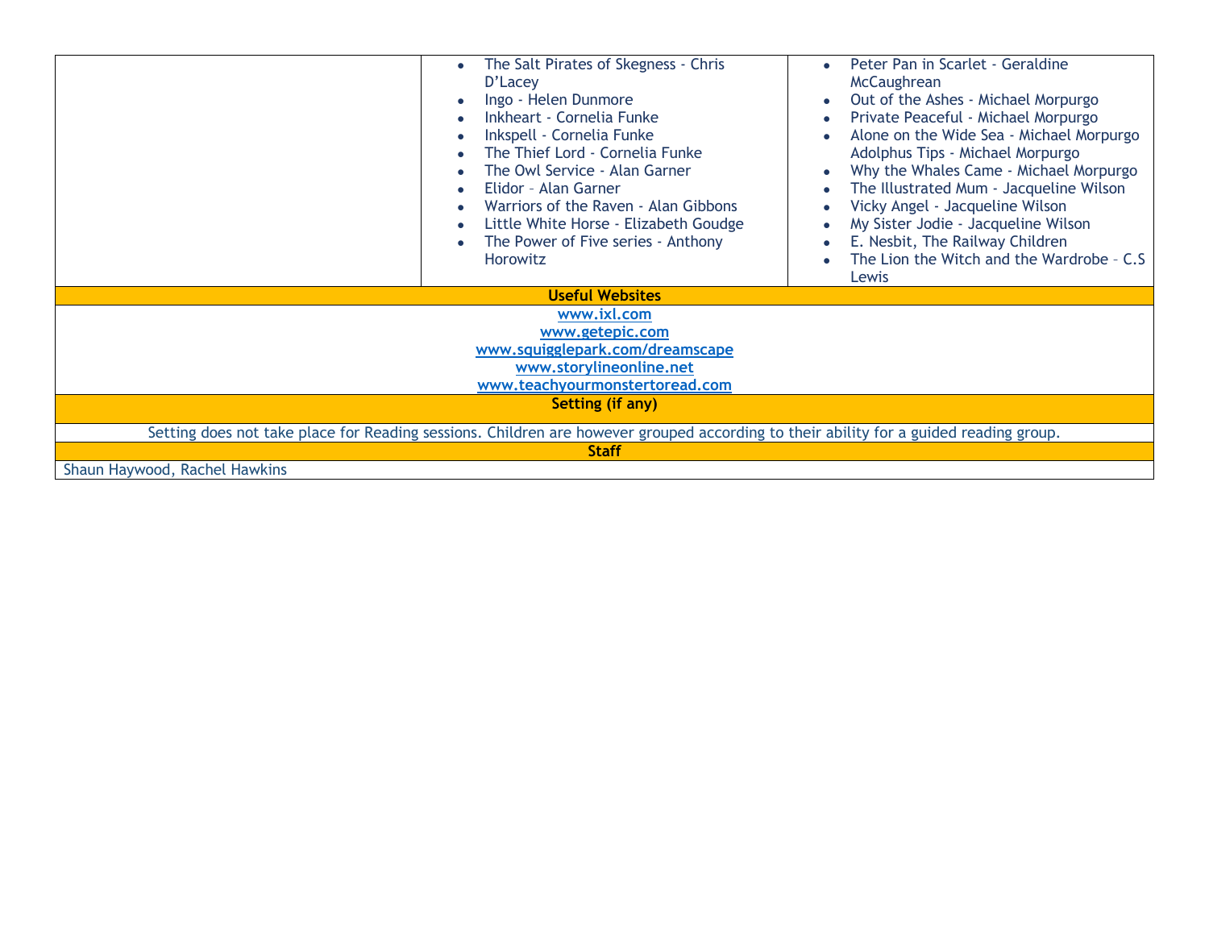| | | |
|---|---|---|
| | • The Salt Pirates of Skegness - Chris D'Lacey<br>• Ingo - Helen Dunmore<br>• Inkheart - Cornelia Funke<br>• Inkspell - Cornelia Funke<br>• The Thief Lord - Cornelia Funke<br>• The Owl Service - Alan Garner<br>• Elidor – Alan Garner<br>• Warriors of the Raven - Alan Gibbons<br>• Little White Horse - Elizabeth Goudge<br>• The Power of Five series - Anthony Horowitz | • Peter Pan in Scarlet - Geraldine McCaughrean<br>• Out of the Ashes - Michael Morpurgo<br>• Private Peaceful - Michael Morpurgo<br>• Alone on the Wide Sea - Michael Morpurgo Adolphus Tips - Michael Morpurgo<br>• Why the Whales Came - Michael Morpurgo<br>• The Illustrated Mum - Jacqueline Wilson<br>• Vicky Angel - Jacqueline Wilson<br>• My Sister Jodie - Jacqueline Wilson<br>• E. Nesbit, The Railway Children<br>• The Lion the Witch and the Wardrobe – C.S Lewis |

**Useful Websites**

www.ixl.com
www.getepic.com
www.squigglepark.com/dreamscape
www.storylineonline.net
www.teachyourmonstertoread.com

**Setting (if any)**

Setting does not take place for Reading sessions. Children are however grouped according to their ability for a guided reading group.

**Staff**

Shaun Haywood, Rachel Hawkins